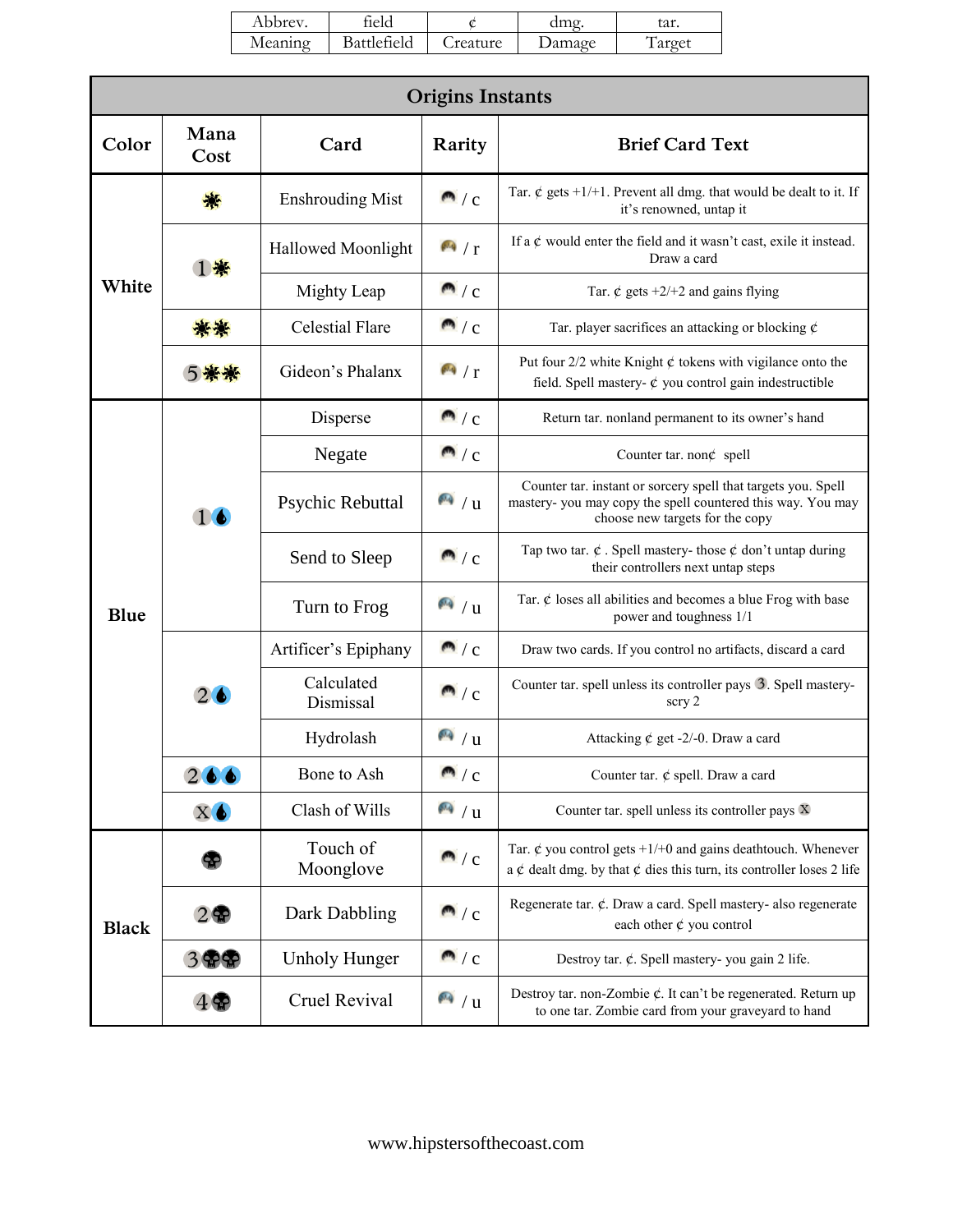| Abbrev. | field | ¢ | dmg. | tar. |
|---|---|---|---|---|
| Meaning | Battlefield | Creature | Damage | Target |

## Origins Instants

| Color | Mana Cost | Card | Rarity | Brief Card Text |
|---|---|---|---|---|
| White | W | Enshrouding Mist | c | Tar. ¢ gets +1/+1. Prevent all dmg. that would be dealt to it. If it's renowned, untap it |
| | 1W | Hallowed Moonlight | r | If a ¢ would enter the field and it wasn't cast, exile it instead. Draw a card |
| | | Mighty Leap | c | Tar. ¢ gets +2/+2 and gains flying |
| | WW | Celestial Flare | c | Tar. player sacrifices an attacking or blocking ¢ |
| | 5WW | Gideon's Phalanx | r | Put four 2/2 white Knight ¢ tokens with vigilance onto the field. Spell mastery- ¢ you control gain indestructible |
| Blue | 1U | Disperse | c | Return tar. nonland permanent to its owner's hand |
| | | Negate | c | Counter tar. non¢ spell |
| | | Psychic Rebuttal | u | Counter tar. instant or sorcery spell that targets you. Spell mastery- you may copy the spell countered this way. You may choose new targets for the copy |
| | | Send to Sleep | c | Tap two tar. ¢ . Spell mastery- those ¢ don't untap during their controllers next untap steps |
| | | Turn to Frog | u | Tar. ¢ loses all abilities and becomes a blue Frog with base power and toughness 1/1 |
| | 2U | Artificer's Epiphany | c | Draw two cards. If you control no artifacts, discard a card |
| | | Calculated Dismissal | c | Counter tar. spell unless its controller pays 3. Spell mastery- scry 2 |
| | | Hydrolash | u | Attacking ¢ get -2/-0. Draw a card |
| | 2UU | Bone to Ash | c | Counter tar. ¢ spell. Draw a card |
| | XU | Clash of Wills | u | Counter tar. spell unless its controller pays X |
| Black | B | Touch of Moonglove | c | Tar. ¢ you control gets +1/+0 and gains deathtouch. Whenever a ¢ dealt dmg. by that ¢ dies this turn, its controller loses 2 life |
| | 2B | Dark Dabbling | c | Regenerate tar. ¢. Draw a card. Spell mastery- also regenerate each other ¢ you control |
| | 3BB | Unholy Hunger | c | Destroy tar. ¢. Spell mastery- you gain 2 life. |
| | 4B | Cruel Revival | u | Destroy tar. non-Zombie ¢. It can't be regenerated. Return up to one tar. Zombie card from your graveyard to hand |

www.hipstersofthecoast.com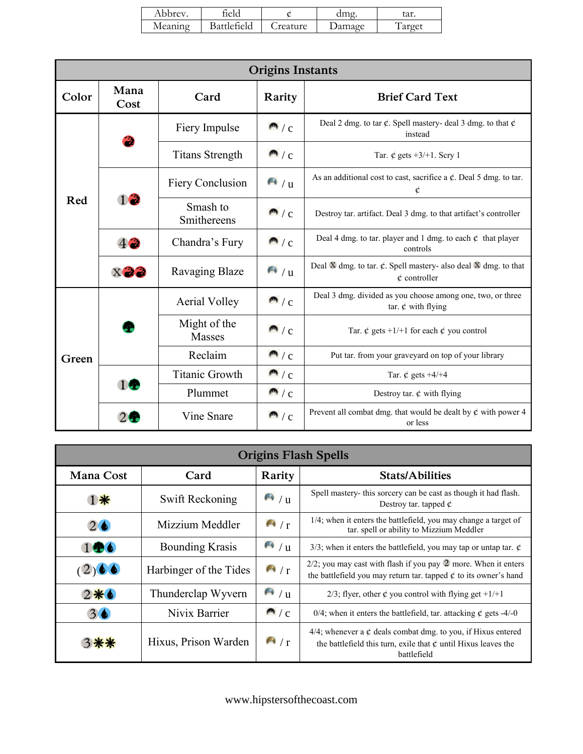| Abbrev. | field | ¢ | dmg. | tar. |
|---|---|---|---|---|
| Meaning | Battlefield | Creature | Damage | Target |

| Origins Instants | | | | |
|---|---|---|---|---|
| **Color** | **Mana Cost** | **Card** | **Rarity** | **Brief Card Text** |
| Red | R | Fiery Impulse | / c | Deal 2 dmg. to tar ¢. Spell mastery- deal 3 dmg. to that ¢ instead |
| | | Titans Strength | / c | Tar. ¢ gets +3/+1. Scry 1 |
| | 1R | Fiery Conclusion | / u | As an additional cost to cast, sacrifice a ¢. Deal 5 dmg. to tar. ¢ |
| | | Smash to Smithereens | / c | Destroy tar. artifact. Deal 3 dmg. to that artifact's controller |
| | 4R | Chandra's Fury | / c | Deal 4 dmg. to tar. player and 1 dmg. to each ¢ that player controls |
| | XRR | Ravaging Blaze | / u | Deal X dmg. to tar. ¢. Spell mastery- also deal X dmg. to that ¢ controller |
| Green | G | Aerial Volley | / c | Deal 3 dmg. divided as you choose among one, two, or three tar. ¢ with flying |
| | | Might of the Masses | / c | Tar. ¢ gets +1/+1 for each ¢ you control |
| | | Reclaim | / c | Put tar. from your graveyard on top of your library |
| | 1G | Titanic Growth | / c | Tar. ¢ gets +4/+4 |
| | | Plummet | / c | Destroy tar. ¢ with flying |
| | 2G | Vine Snare | / c | Prevent all combat dmg. that would be dealt by ¢ with power 4 or less |

| Origins Flash Spells | | | |
|---|---|---|---|
| **Mana Cost** | **Card** | **Rarity** | **Stats/Abilities** |
| 1W | Swift Reckoning | / u | Spell mastery- this sorcery can be cast as though it had flash. Destroy tar. tapped ¢ |
| 2U | Mizzium Meddler | / r | 1/4; when it enters the battlefield, you may change a target of tar. spell or ability to Mizzium Meddler |
| 1GU | Bounding Krasis | / u | 3/3; when it enters the battlefield, you may tap or untap tar. ¢ |
| (2)UU | Harbinger of the Tides | / r | 2/2; you may cast with flash if you pay 2 more. When it enters the battlefield you may return tar. tapped ¢ to its owner's hand |
| 2WU | Thunderclap Wyvern | / u | 2/3; flyer, other ¢ you control with flying get +1/+1 |
| 3U | Nivix Barrier | / c | 0/4; when it enters the battlefield, tar. attacking ¢ gets -4/-0 |
| 3WW | Hixus, Prison Warden | / r | 4/4; whenever a ¢ deals combat dmg. to you, if Hixus entered the battlefield this turn, exile that ¢ until Hixus leaves the battlefield |

www.hipstersofthecoast.com